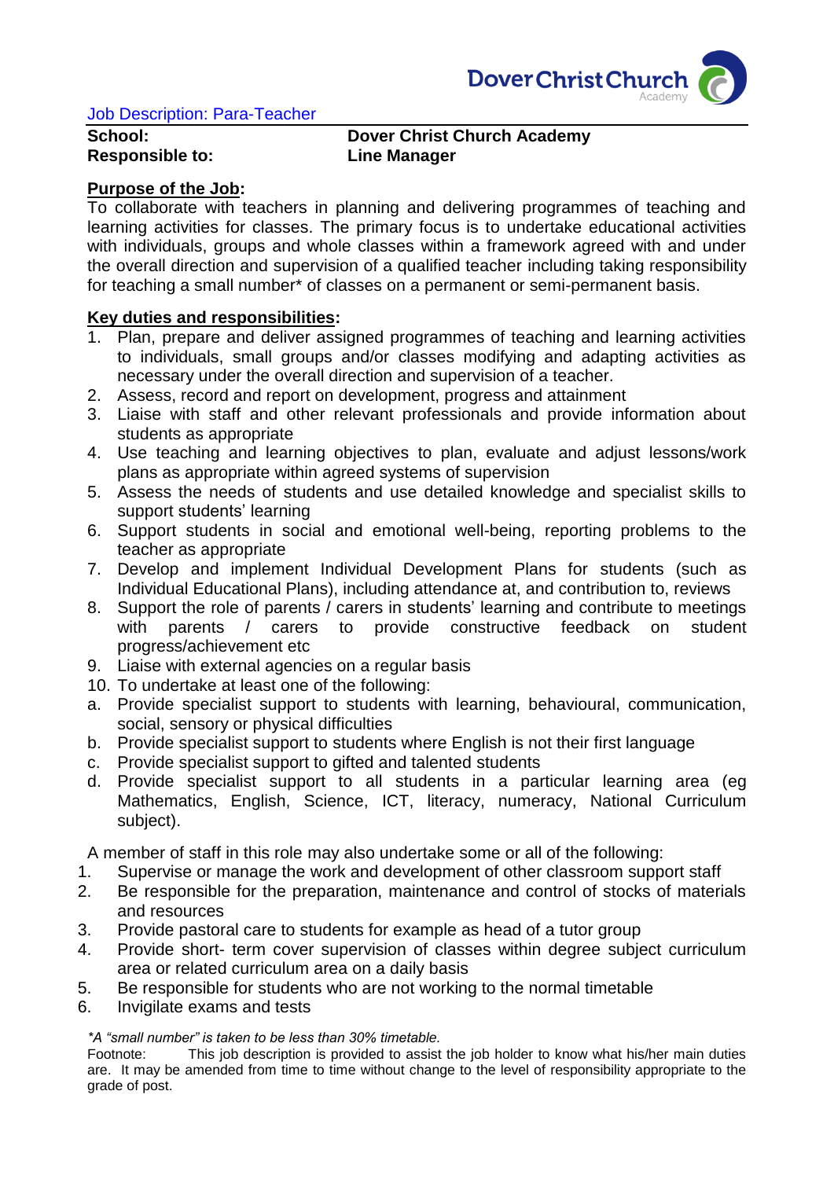Dover Christ Church Academy

# Job Description: Para-Teacher

**School:** **Dover Christ Church Academy**
**Responsible to:** **Line Manager**

**Purpose of the Job:**

To collaborate with teachers in planning and delivering programmes of teaching and learning activities for classes. The primary focus is to undertake educational activities with individuals, groups and whole classes within a framework agreed with and under the overall direction and supervision of a qualified teacher including taking responsibility for teaching a small number* of classes on a permanent or semi-permanent basis.

**Key duties and responsibilities:**

1. Plan, prepare and deliver assigned programmes of teaching and learning activities to individuals, small groups and/or classes modifying and adapting activities as necessary under the overall direction and supervision of a teacher.
2. Assess, record and report on development, progress and attainment
3. Liaise with staff and other relevant professionals and provide information about students as appropriate
4. Use teaching and learning objectives to plan, evaluate and adjust lessons/work plans as appropriate within agreed systems of supervision
5. Assess the needs of students and use detailed knowledge and specialist skills to support students' learning
6. Support students in social and emotional well-being, reporting problems to the teacher as appropriate
7. Develop and implement Individual Development Plans for students (such as Individual Educational Plans), including attendance at, and contribution to, reviews
8. Support the role of parents / carers in students' learning and contribute to meetings with parents / carers to provide constructive feedback on student progress/achievement etc
9. Liaise with external agencies on a regular basis
10. To undertake at least one of the following:

a. Provide specialist support to students with learning, behavioural, communication, social, sensory or physical difficulties
b. Provide specialist support to students where English is not their first language
c. Provide specialist support to gifted and talented students
d. Provide specialist support to all students in a particular learning area (eg Mathematics, English, Science, ICT, literacy, numeracy, National Curriculum subject).

A member of staff in this role may also undertake some or all of the following:

1. Supervise or manage the work and development of other classroom support staff
2. Be responsible for the preparation, maintenance and control of stocks of materials and resources
3. Provide pastoral care to students for example as head of a tutor group
4. Provide short- term cover supervision of classes within degree subject curriculum area or related curriculum area on a daily basis
5. Be responsible for students who are not working to the normal timetable
6. Invigilate exams and tests

*\*A "small number" is taken to be less than 30% timetable.*

Footnote: This job description is provided to assist the job holder to know what his/her main duties are. It may be amended from time to time without change to the level of responsibility appropriate to the grade of post.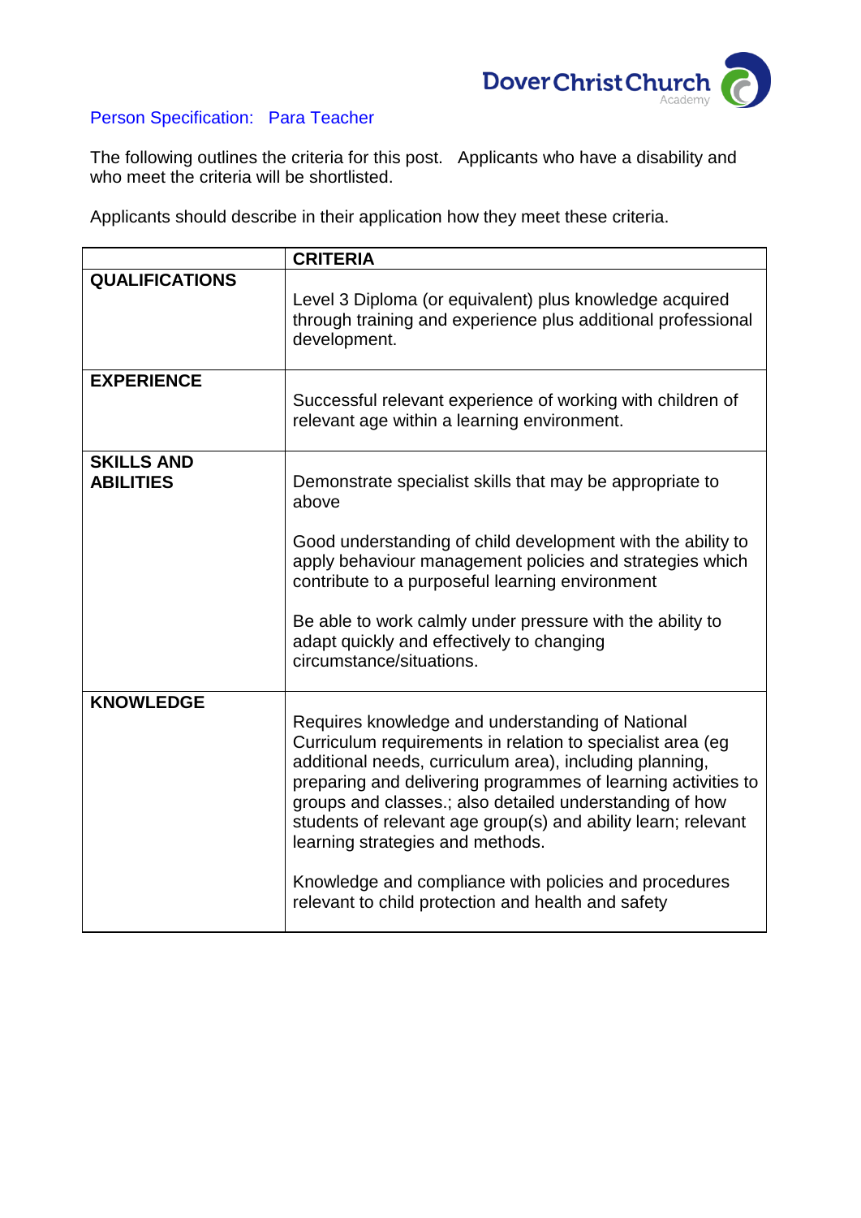Dover Christ Church Academy

## Person Specification: Para Teacher

The following outlines the criteria for this post. Applicants who have a disability and who meet the criteria will be shortlisted.

Applicants should describe in their application how they meet these criteria.

| | CRITERIA |
|---|---|
| **QUALIFICATIONS** | Level 3 Diploma (or equivalent) plus knowledge acquired through training and experience plus additional professional development. |
| **EXPERIENCE** | Successful relevant experience of working with children of relevant age within a learning environment. |
| **SKILLS AND ABILITIES** | Demonstrate specialist skills that may be appropriate to above<br><br>Good understanding of child development with the ability to apply behaviour management policies and strategies which contribute to a purposeful learning environment<br><br>Be able to work calmly under pressure with the ability to adapt quickly and effectively to changing circumstance/situations. |
| **KNOWLEDGE** | Requires knowledge and understanding of National Curriculum requirements in relation to specialist area (eg additional needs, curriculum area), including planning, preparing and delivering programmes of learning activities to groups and classes.; also detailed understanding of how students of relevant age group(s) and ability learn; relevant learning strategies and methods.<br><br>Knowledge and compliance with policies and procedures relevant to child protection and health and safety |